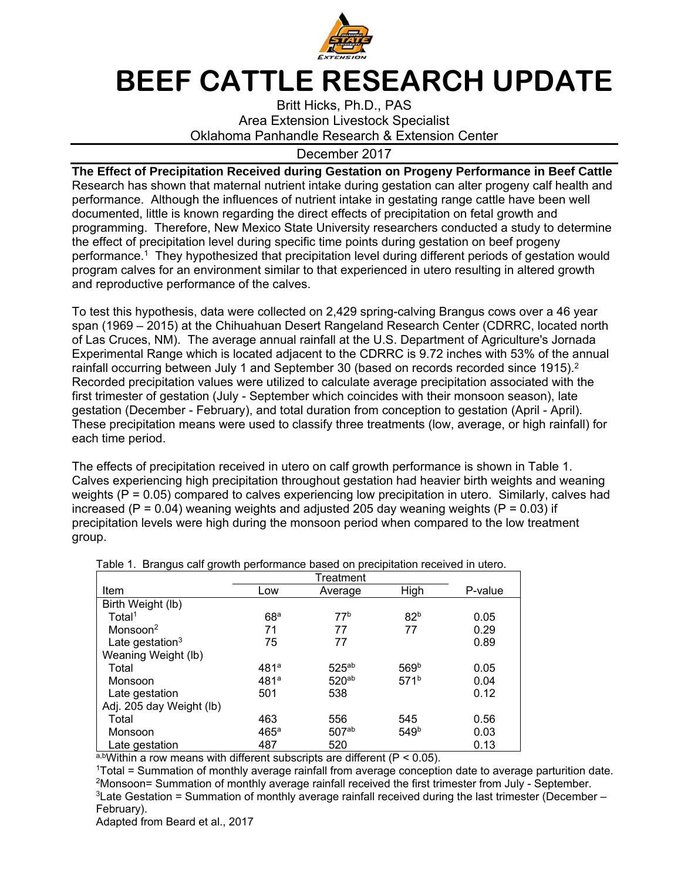# BEEF CATTLE RESEARCH UPDATE

Britt Hicks, Ph.D., PAS
Area Extension Livestock Specialist
Oklahoma Panhandle Research & Extension Center

December 2017

## The Effect of Precipitation Received during Gestation on Progeny Performance in Beef Cattle

Research has shown that maternal nutrient intake during gestation can alter progeny calf health and performance. Although the influences of nutrient intake in gestating range cattle have been well documented, little is known regarding the direct effects of precipitation on fetal growth and programming. Therefore, New Mexico State University researchers conducted a study to determine the effect of precipitation level during specific time points during gestation on beef progeny performance.[1] They hypothesized that precipitation level during different periods of gestation would program calves for an environment similar to that experienced in utero resulting in altered growth and reproductive performance of the calves.

To test this hypothesis, data were collected on 2,429 spring-calving Brangus cows over a 46 year span (1969 – 2015) at the Chihuahuan Desert Rangeland Research Center (CDRRC, located north of Las Cruces, NM). The average annual rainfall at the U.S. Department of Agriculture's Jornada Experimental Range which is located adjacent to the CDRRC is 9.72 inches with 53% of the annual rainfall occurring between July 1 and September 30 (based on records recorded since 1915).[2] Recorded precipitation values were utilized to calculate average precipitation associated with the first trimester of gestation (July - September which coincides with their monsoon season), late gestation (December - February), and total duration from conception to gestation (April - April). These precipitation means were used to classify three treatments (low, average, or high rainfall) for each time period.

The effects of precipitation received in utero on calf growth performance is shown in Table 1. Calves experiencing high precipitation throughout gestation had heavier birth weights and weaning weights ($P = 0.05$) compared to calves experiencing low precipitation in utero. Similarly, calves had increased ($P = 0.04$) weaning weights and adjusted 205 day weaning weights ($P = 0.03$) if precipitation levels were high during the monsoon period when compared to the low treatment group.

Table 1. Brangus calf growth performance based on precipitation received in utero.

| | Treatment | | | |
|---|---|---|---|---|
| Item | Low | Average | High | P-value |
| Birth Weight (lb) | | | | |
| Total[1] | 68[a] | 77[b] | 82[b] | 0.05 |
| Monsoon[2] | 71 | 77 | 77 | 0.29 |
| Late gestation[3] | 75 | 77 | | 0.89 |
| Weaning Weight (lb) | | | | |
| Total | 481[a] | 525[ab] | 569[b] | 0.05 |
| Monsoon | 481[a] | 520[ab] | 571[b] | 0.04 |
| Late gestation | 501 | 538 | | 0.12 |
| Adj. 205 day Weight (lb) | | | | |
| Total | 463 | 556 | 545 | 0.56 |
| Monsoon | 465[a] | 507[ab] | 549[b] | 0.03 |
| Late gestation | 487 | 520 | | 0.13 |

[a,b]Within a row means with different subscripts are different ($P < 0.05$).
[1]Total = Summation of monthly average rainfall from average conception date to average parturition date.
[2]Monsoon= Summation of monthly average rainfall received the first trimester from July - September.
[3]Late Gestation = Summation of monthly average rainfall received during the last trimester (December – February).
Adapted from Beard et al., 2017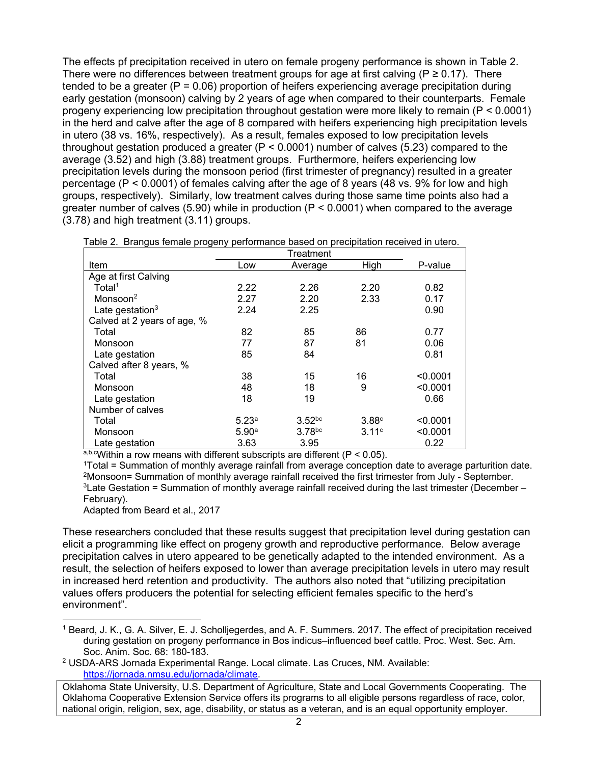The effects pf precipitation received in utero on female progeny performance is shown in Table 2. There were no differences between treatment groups for age at first calving ($P \geq 0.17$). There tended to be a greater ($P = 0.06$) proportion of heifers experiencing average precipitation during early gestation (monsoon) calving by 2 years of age when compared to their counterparts. Female progeny experiencing low precipitation throughout gestation were more likely to remain ($P < 0.0001$) in the herd and calve after the age of 8 compared with heifers experiencing high precipitation levels in utero (38 vs. 16%, respectively). As a result, females exposed to low precipitation levels throughout gestation produced a greater ($P < 0.0001$) number of calves (5.23) compared to the average (3.52) and high (3.88) treatment groups. Furthermore, heifers experiencing low precipitation levels during the monsoon period (first trimester of pregnancy) resulted in a greater percentage ($P < 0.0001$) of females calving after the age of 8 years (48 vs. 9% for low and high groups, respectively). Similarly, low treatment calves during those same time points also had a greater number of calves (5.90) while in production ($P < 0.0001$) when compared to the average (3.78) and high treatment (3.11) groups.

Table 2. Brangus female progeny performance based on precipitation received in utero.

| | Treatment | | | |
|---|---|---|---|---|
| Item | Low | Average | High | P-value |
| Age at first Calving | | | | |
| Total[1] | 2.22 | 2.26 | 2.20 | 0.82 |
| Monsoon[2] | 2.27 | 2.20 | 2.33 | 0.17 |
| Late gestation[3] | 2.24 | 2.25 | | 0.90 |
| Calved at 2 years of age, % | | | | |
| Total | 82 | 85 | 86 | 0.77 |
| Monsoon | 77 | 87 | 81 | 0.06 |
| Late gestation | 85 | 84 | | 0.81 |
| Calved after 8 years, % | | | | |
| Total | 38 | 15 | 16 | <0.0001 |
| Monsoon | 48 | 18 | 9 | <0.0001 |
| Late gestation | 18 | 19 | | 0.66 |
| Number of calves | | | | |
| Total | $5.23^{a}$ | $3.52^{bc}$ | $3.88^{c}$ | <0.0001 |
| Monsoon | $5.90^{a}$ | $3.78^{bc}$ | $3.11^{c}$ | <0.0001 |
| Late gestation | 3.63 | 3.95 | | 0.22 |

[a,b,c]Within a row means with different subscripts are different ($P < 0.05$).
[1]Total = Summation of monthly average rainfall from average conception date to average parturition date.
[2]Monsoon= Summation of monthly average rainfall received the first trimester from July - September.
[3]Late Gestation = Summation of monthly average rainfall received during the last trimester (December – February).
Adapted from Beard et al., 2017

These researchers concluded that these results suggest that precipitation level during gestation can elicit a programming like effect on progeny growth and reproductive performance. Below average precipitation calves in utero appeared to be genetically adapted to the intended environment. As a result, the selection of heifers exposed to lower than average precipitation levels in utero may result in increased herd retention and productivity. The authors also noted that "utilizing precipitation values offers producers the potential for selecting efficient females specific to the herd's environment".

---

[1] Beard, J. K., G. A. Silver, E. J. Scholljegerdes, and A. F. Summers. 2017. The effect of precipitation received during gestation on progeny performance in Bos indicus–influenced beef cattle. Proc. West. Sec. Am. Soc. Anim. Soc. 68: 180-183.

[2] USDA-ARS Jornada Experimental Range. Local climate. Las Cruces, NM. Available: https://jornada.nmsu.edu/jornada/climate.

Oklahoma State University, U.S. Department of Agriculture, State and Local Governments Cooperating. The Oklahoma Cooperative Extension Service offers its programs to all eligible persons regardless of race, color, national origin, religion, sex, age, disability, or status as a veteran, and is an equal opportunity employer.